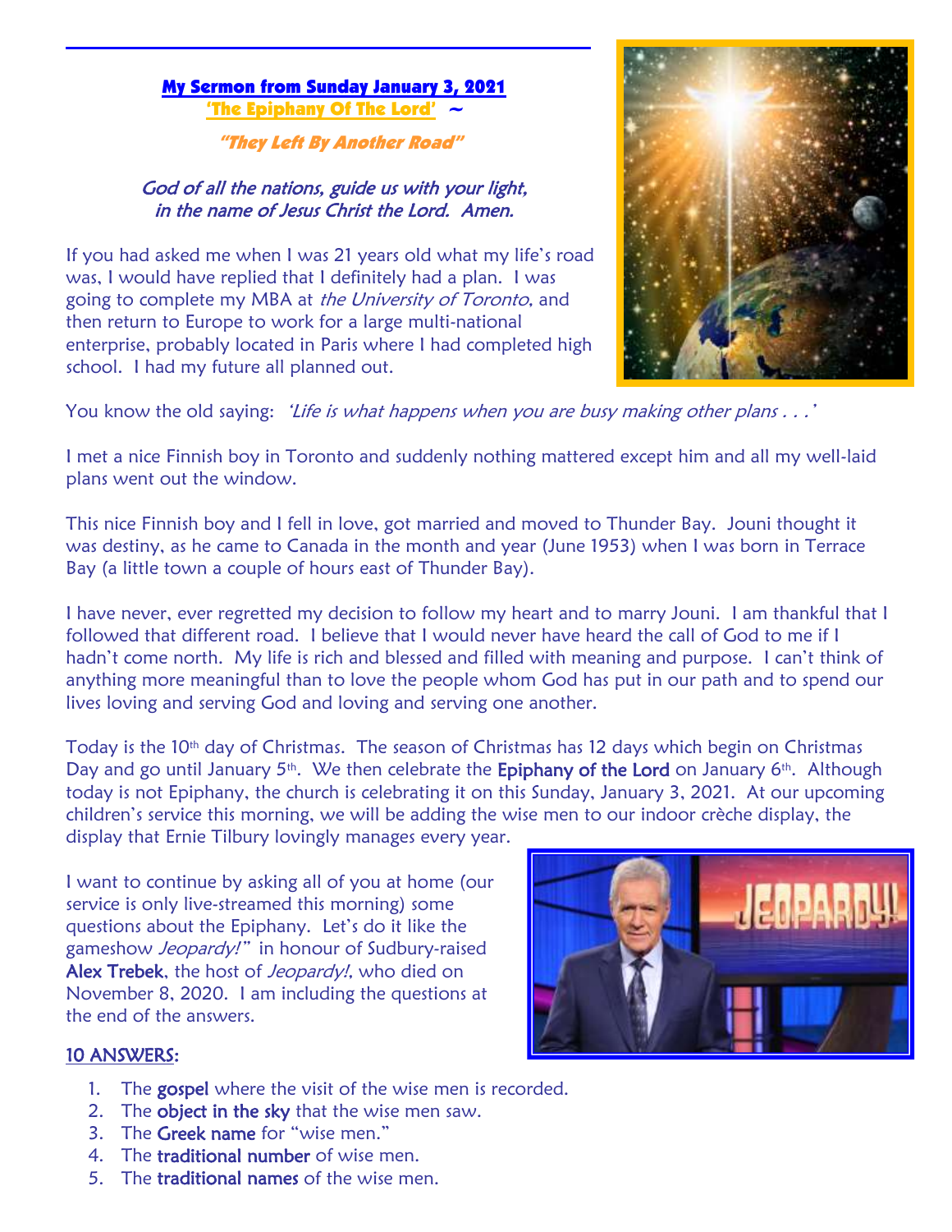## My Sermon from Sunday January 3, 2021
## 'The Epiphany Of The Lord' ~

### *"They Left By Another Road"*

*God of all the nations, guide us with your light,*
*in the name of Jesus Christ the Lord. Amen.*

If you had asked me when I was 21 years old what my life's road was, I would have replied that I definitely had a plan. I was going to complete my MBA at *the University of Toronto*, and then return to Europe to work for a large multi-national enterprise, probably located in Paris where I had completed high school. I had my future all planned out.

You know the old saying: *'Life is what happens when you are busy making other plans . . .'*

I met a nice Finnish boy in Toronto and suddenly nothing mattered except him and all my well-laid plans went out the window.

This nice Finnish boy and I fell in love, got married and moved to Thunder Bay. Jouni thought it was destiny, as he came to Canada in the month and year (June 1953) when I was born in Terrace Bay (a little town a couple of hours east of Thunder Bay).

I have never, ever regretted my decision to follow my heart and to marry Jouni. I am thankful that I followed that different road. I believe that I would never have heard the call of God to me if I hadn't come north. My life is rich and blessed and filled with meaning and purpose. I can't think of anything more meaningful than to love the people whom God has put in our path and to spend our lives loving and serving God and loving and serving one another.

Today is the 10th day of Christmas. The season of Christmas has 12 days which begin on Christmas Day and go until January 5th. We then celebrate the **Epiphany of the Lord** on January 6th. Although today is not Epiphany, the church is celebrating it on this Sunday, January 3, 2021. At our upcoming children's service this morning, we will be adding the wise men to our indoor crèche display, the display that Ernie Tilbury lovingly manages every year.

I want to continue by asking all of you at home (our service is only live-streamed this morning) some questions about the Epiphany. Let's do it like the gameshow *Jeopardy!"* in honour of Sudbury-raised **Alex Trebek**, the host of *Jeopardy!*, who died on November 8, 2020. I am including the questions at the end of the answers.

**10 ANSWERS:**

1. The **gospel** where the visit of the wise men is recorded.
2. The **object in the sky** that the wise men saw.
3. The **Greek name** for "wise men."
4. The **traditional number** of wise men.
5. The **traditional names** of the wise men.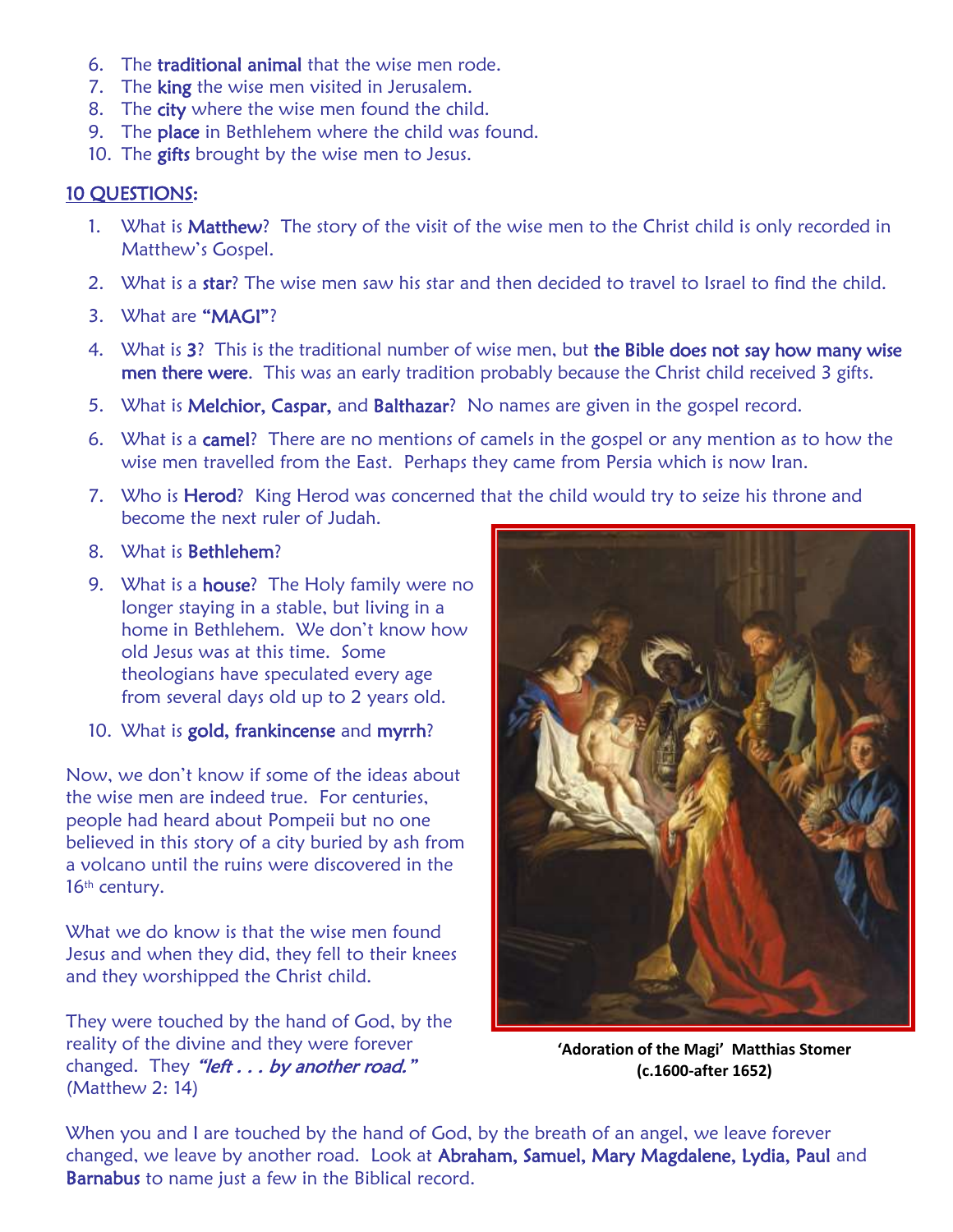6. The **traditional animal** that the wise men rode.
7. The **king** the wise men visited in Jerusalem.
8. The **city** where the wise men found the child.
9. The **place** in Bethlehem where the child was found.
10. The **gifts** brought by the wise men to Jesus.

## 10 QUESTIONS:

1. What is **Matthew**? The story of the visit of the wise men to the Christ child is only recorded in Matthew's Gospel.
2. What is a **star**? The wise men saw his star and then decided to travel to Israel to find the child.
3. What are **"MAGI"**?
4. What is **3**? This is the traditional number of wise men, but **the Bible does not say how many wise men there were**. This was an early tradition probably because the Christ child received 3 gifts.
5. What is **Melchior, Caspar,** and **Balthazar**? No names are given in the gospel record.
6. What is a **camel**? There are no mentions of camels in the gospel or any mention as to how the wise men travelled from the East. Perhaps they came from Persia which is now Iran.
7. Who is **Herod**? King Herod was concerned that the child would try to seize his throne and become the next ruler of Judah.
8. What is **Bethlehem**?
9. What is a **house**? The Holy family were no longer staying in a stable, but living in a home in Bethlehem. We don't know how old Jesus was at this time. Some theologians have speculated every age from several days old up to 2 years old.
10. What is **gold, frankincense** and **myrrh**?

Now, we don't know if some of the ideas about the wise men are indeed true. For centuries, people had heard about Pompeii but no one believed in this story of a city buried by ash from a volcano until the ruins were discovered in the 16th century.

What we do know is that the wise men found Jesus and when they did, they fell to their knees and they worshipped the Christ child.

They were touched by the hand of God, by the reality of the divine and they were forever changed. They *"left . . . by another road."* (Matthew 2: 14)

**'Adoration of the Magi' Matthias Stomer (c.1600-after 1652)**

When you and I are touched by the hand of God, by the breath of an angel, we leave forever changed, we leave by another road. Look at **Abraham, Samuel, Mary Magdalene, Lydia, Paul** and **Barnabus** to name just a few in the Biblical record.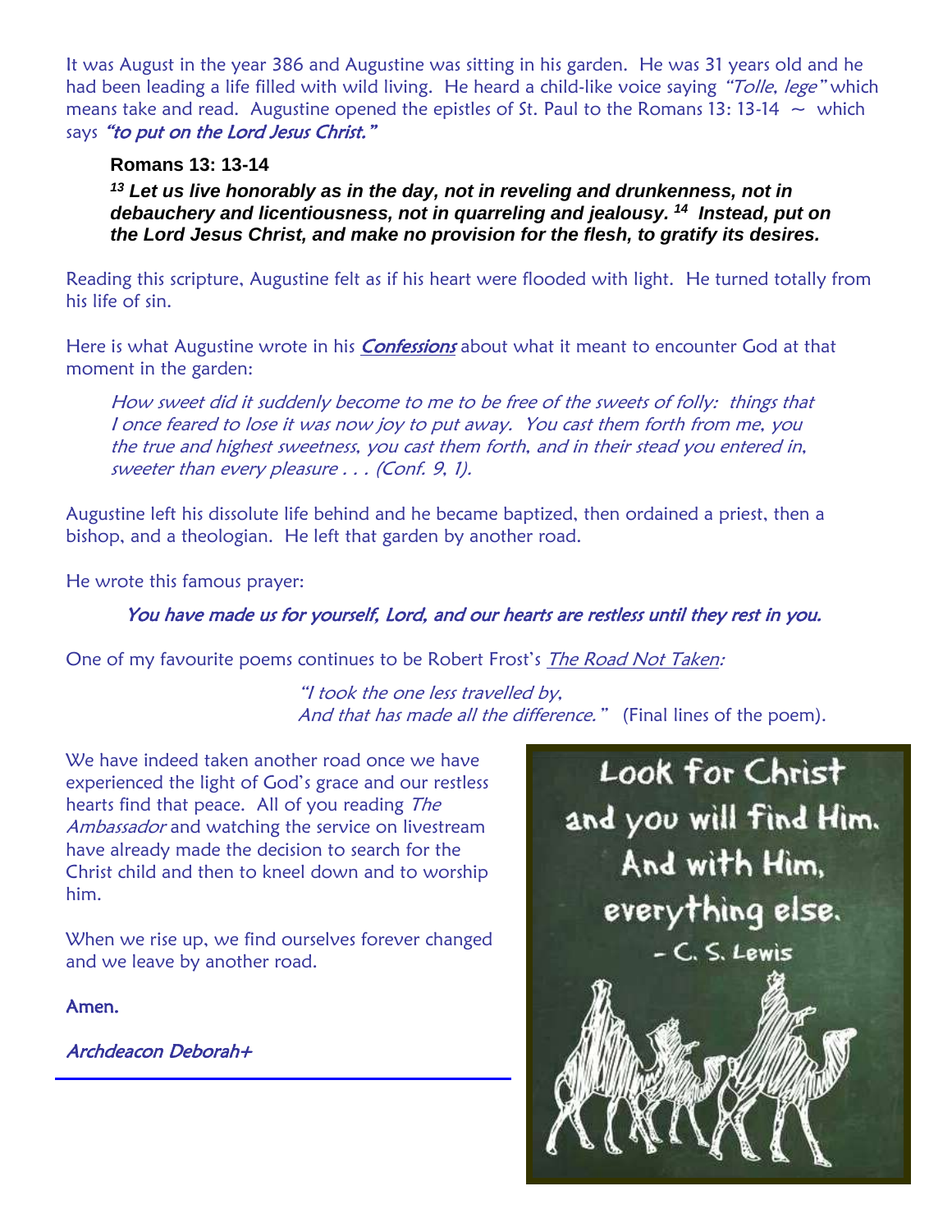It was August in the year 386 and Augustine was sitting in his garden. He was 31 years old and he had been leading a life filled with wild living. He heard a child-like voice saying *"Tolle, lege"* which means take and read. Augustine opened the epistles of St. Paul to the Romans 13: 13-14 ~ which says ***"to put on the Lord Jesus Christ."***

> **Romans 13: 13-14**
>
> ***[13] Let us live honorably as in the day, not in reveling and drunkenness, not in debauchery and licentiousness, not in quarreling and jealousy. [14] Instead, put on the Lord Jesus Christ, and make no provision for the flesh, to gratify its desires.***

Reading this scripture, Augustine felt as if his heart were flooded with light. He turned totally from his life of sin.

Here is what Augustine wrote in his ***Confessions*** about what it meant to encounter God at that moment in the garden:

> *How sweet did it suddenly become to me to be free of the sweets of folly: things that I once feared to lose it was now joy to put away. You cast them forth from me, you the true and highest sweetness, you cast them forth, and in their stead you entered in, sweeter than every pleasure . . . (Conf. 9, 1).*

Augustine left his dissolute life behind and he became baptized, then ordained a priest, then a bishop, and a theologian. He left that garden by another road.

He wrote this famous prayer:

***You have made us for yourself, Lord, and our hearts are restless until they rest in you.***

One of my favourite poems continues to be Robert Frost's *The Road Not Taken:*

> *"I took the one less travelled by,*
> *And that has made all the difference."* (Final lines of the poem).

We have indeed taken another road once we have experienced the light of God's grace and our restless hearts find that peace. All of you reading *The Ambassador* and watching the service on livestream have already made the decision to search for the Christ child and then to kneel down and to worship him.

When we rise up, we find ourselves forever changed and we leave by another road.

**Amen.**

*Archdeacon Deborah+*

Look for Christ and you will find Him. And with Him, everything else.
- C. S. Lewis